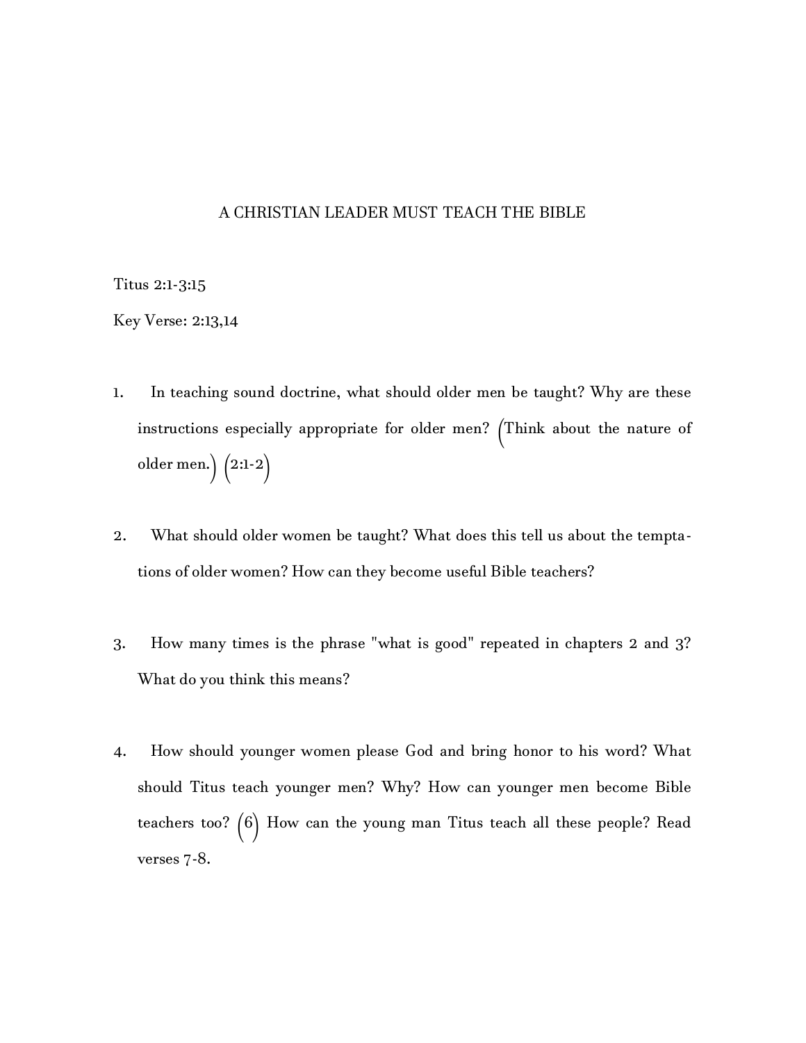# A CHRISTIAN LEADER MUST TEACH THE BIBLE

Titus 2:1-3:15

Key Verse: 2:13,14

1. In teaching sound doctrine, what should older men be taught? Why are these instructions especially appropriate for older men? (Think about the nature of older men.) (2:1-2)

2. What should older women be taught? What does this tell us about the temptations of older women? How can they become useful Bible teachers?

3. How many times is the phrase "what is good" repeated in chapters 2 and 3? What do you think this means?

4. How should younger women please God and bring honor to his word? What should Titus teach younger men? Why? How can younger men become Bible teachers too? (6) How can the young man Titus teach all these people? Read verses 7-8.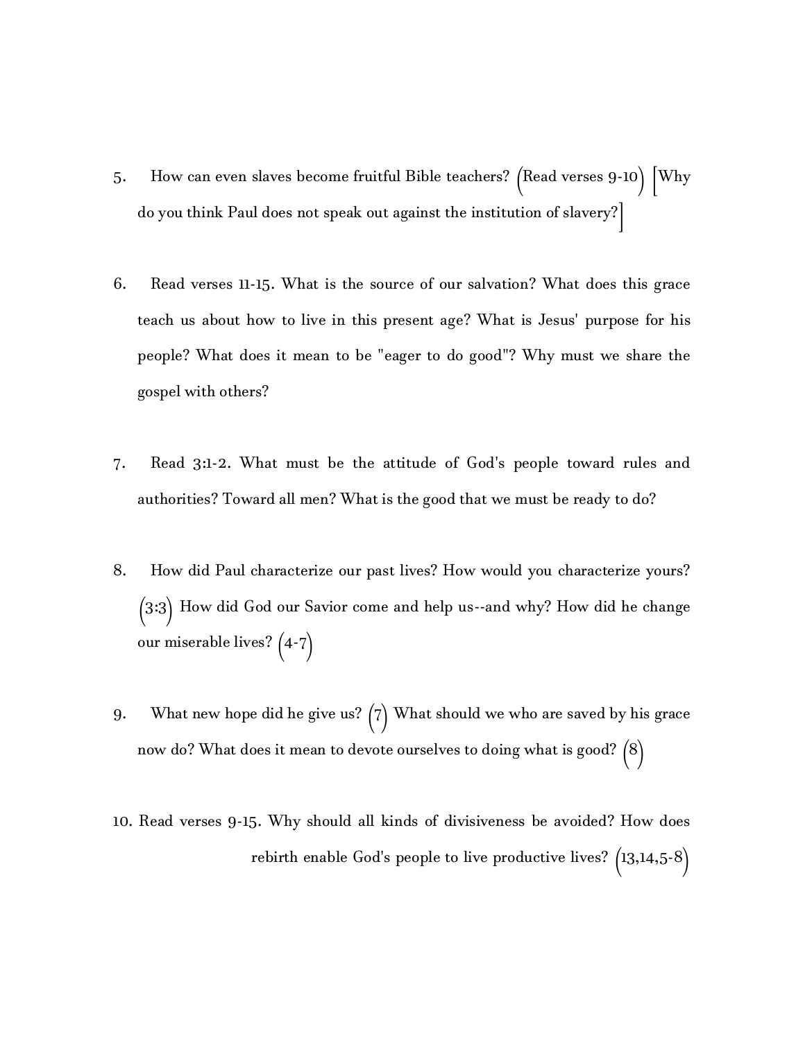5. How can even slaves become fruitful Bible teachers? (Read verses 9-10) [Why do you think Paul does not speak out against the institution of slavery?]

6. Read verses 11-15. What is the source of our salvation? What does this grace teach us about how to live in this present age? What is Jesus' purpose for his people? What does it mean to be "eager to do good"? Why must we share the gospel with others?

7. Read 3:1-2. What must be the attitude of God's people toward rules and authorities? Toward all men? What is the good that we must be ready to do?

8. How did Paul characterize our past lives? How would you characterize yours? (3:3) How did God our Savior come and help us--and why? How did he change our miserable lives? (4-7)

9. What new hope did he give us? (7) What should we who are saved by his grace now do? What does it mean to devote ourselves to doing what is good? (8)

10. Read verses 9-15. Why should all kinds of divisiveness be avoided? How does rebirth enable God's people to live productive lives? (13,14,5-8)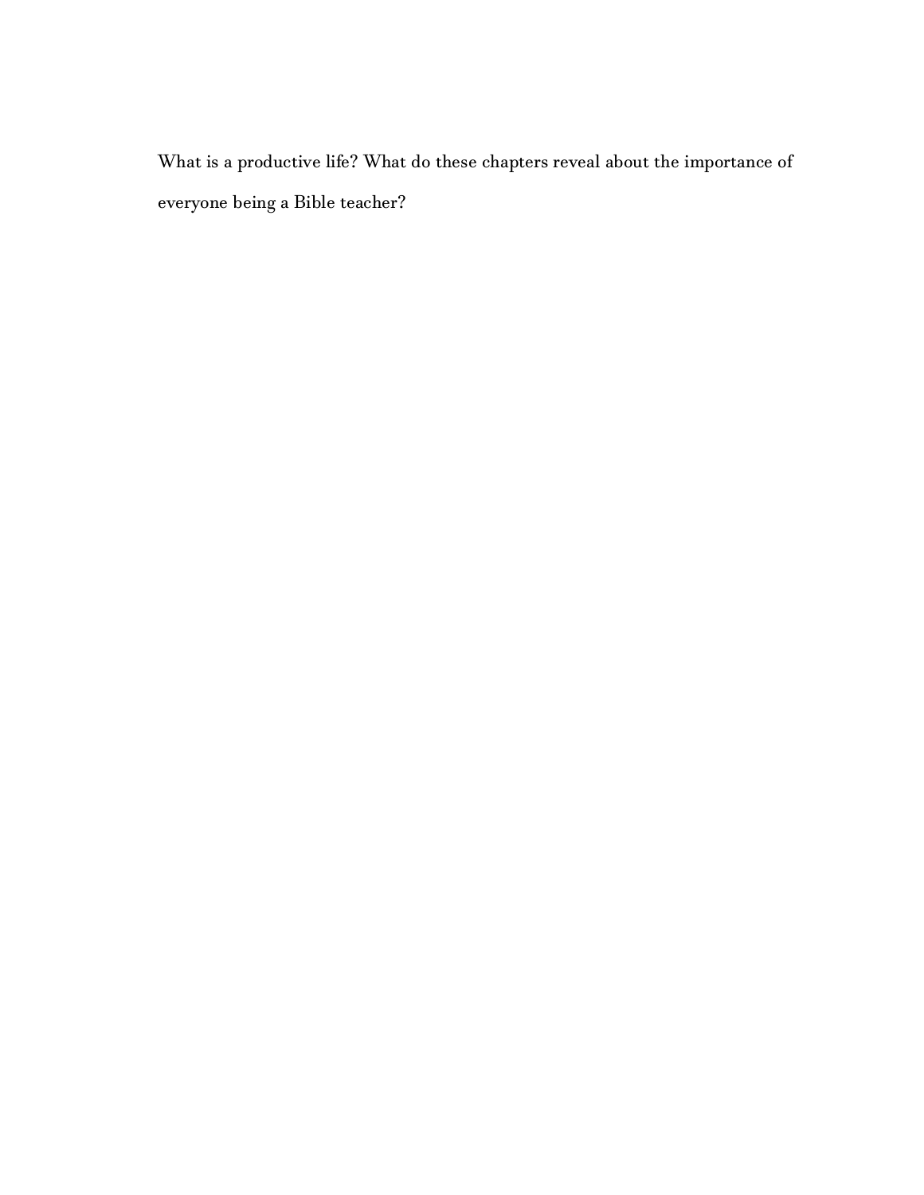What is a productive life? What do these chapters reveal about the importance of everyone being a Bible teacher?